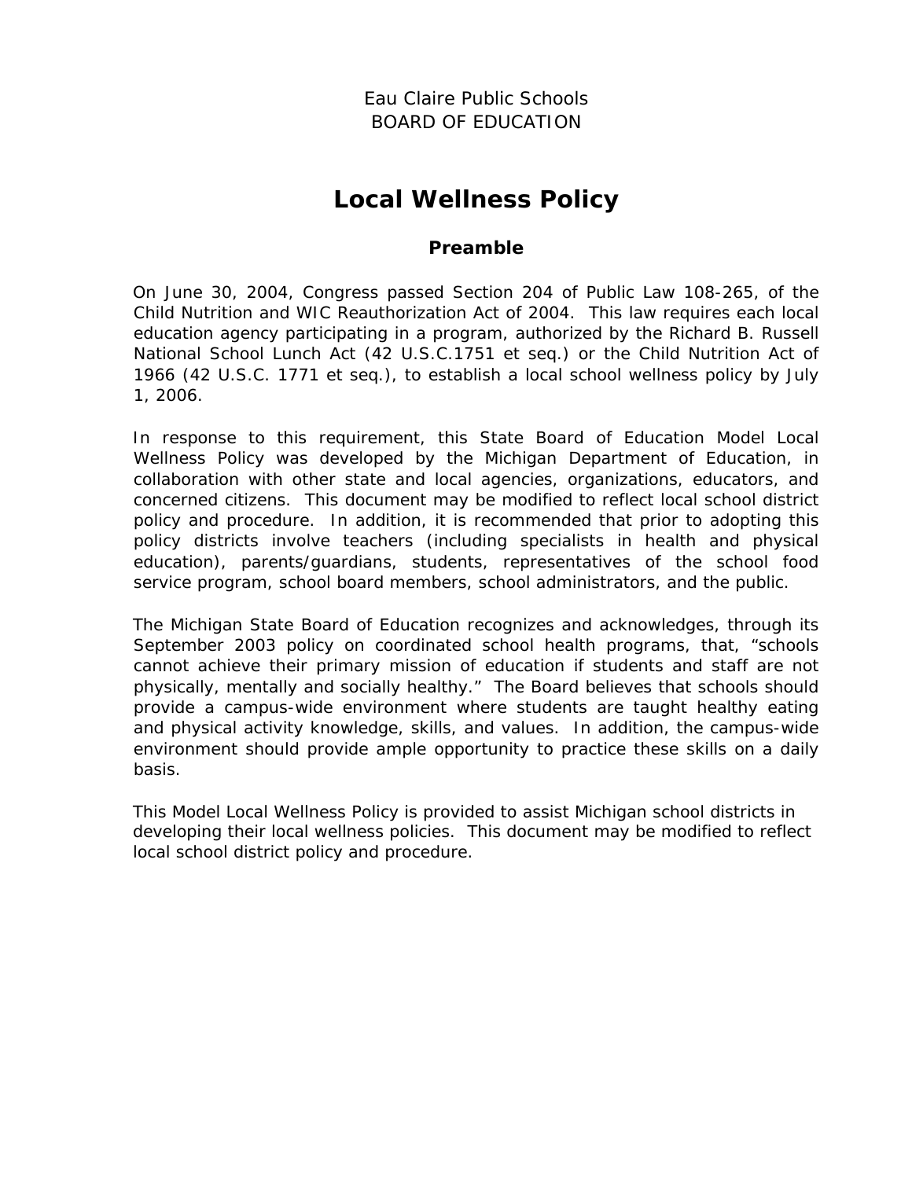Eau Claire Public Schools
BOARD OF EDUCATION

# Local Wellness Policy

## Preamble

On June 30, 2004, Congress passed Section 204 of Public Law 108-265, of the Child Nutrition and WIC Reauthorization Act of 2004. This law requires each local education agency participating in a program, authorized by the Richard B. Russell National School Lunch Act (42 U.S.C.1751 et seq.) or the Child Nutrition Act of 1966 (42 U.S.C. 1771 et seq.), to establish a local school wellness policy by July 1, 2006.

In response to this requirement, this State Board of Education Model Local Wellness Policy was developed by the Michigan Department of Education, in collaboration with other state and local agencies, organizations, educators, and concerned citizens. This document may be modified to reflect local school district policy and procedure. In addition, it is recommended that prior to adopting this policy districts involve teachers (including specialists in health and physical education), parents/guardians, students, representatives of the school food service program, school board members, school administrators, and the public.

The Michigan State Board of Education recognizes and acknowledges, through its September 2003 policy on coordinated school health programs, that, "schools cannot achieve their primary mission of education if students and staff are not physically, mentally and socially healthy." The Board believes that schools should provide a campus-wide environment where students are taught healthy eating and physical activity knowledge, skills, and values. In addition, the campus-wide environment should provide ample opportunity to practice these skills on a daily basis.

This Model Local Wellness Policy is provided to assist Michigan school districts in developing their local wellness policies. This document may be modified to reflect local school district policy and procedure.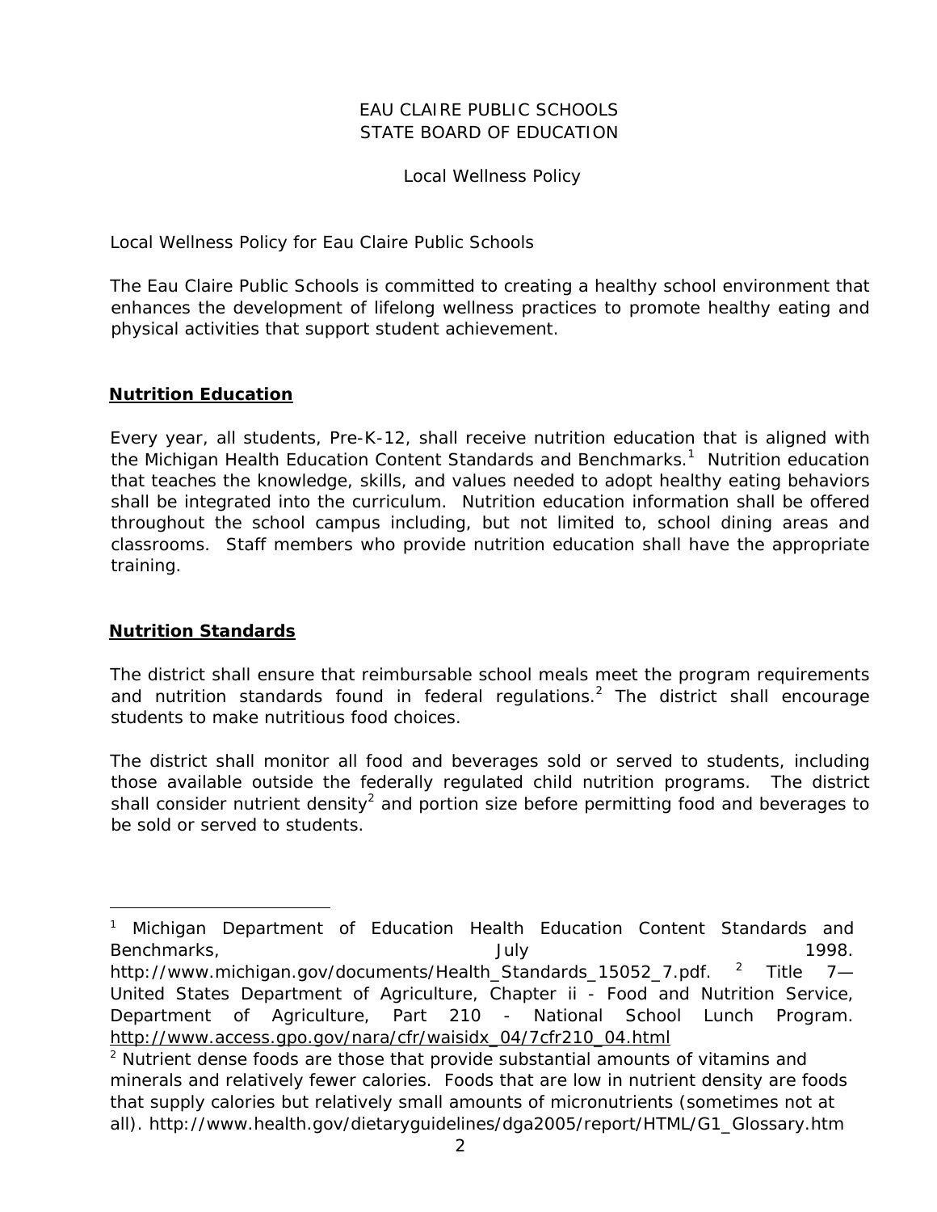EAU CLAIRE PUBLIC SCHOOLS
STATE BOARD OF EDUCATION

Local Wellness Policy

Local Wellness Policy for Eau Claire Public Schools

The Eau Claire Public Schools is committed to creating a healthy school environment that enhances the development of lifelong wellness practices to promote healthy eating and physical activities that support student achievement.

## **Nutrition Education**

Every year, all students, Pre-K-12, shall receive nutrition education that is aligned with the Michigan Health Education Content Standards and Benchmarks.[1] Nutrition education that teaches the knowledge, skills, and values needed to adopt healthy eating behaviors shall be integrated into the curriculum. Nutrition education information shall be offered throughout the school campus including, but not limited to, school dining areas and classrooms. Staff members who provide nutrition education shall have the appropriate training.

## **Nutrition Standards**

The district shall ensure that reimbursable school meals meet the program requirements and nutrition standards found in federal regulations.[2] The district shall encourage students to make nutritious food choices.

The district shall monitor all food and beverages sold or served to students, including those available outside the federally regulated child nutrition programs. The district shall consider nutrient density[2] and portion size before permitting food and beverages to be sold or served to students.

---

[1] Michigan Department of Education Health Education Content Standards and Benchmarks, July 1998. http://www.michigan.gov/documents/Health_Standards_15052_7.pdf. [2] Title 7—United States Department of Agriculture, Chapter ii - Food and Nutrition Service, Department of Agriculture, Part 210 - National School Lunch Program. http://www.access.gpo.gov/nara/cfr/waisidx_04/7cfr210_04.html

[2] Nutrient dense foods are those that provide substantial amounts of vitamins and minerals and relatively fewer calories. Foods that are low in nutrient density are foods that supply calories but relatively small amounts of micronutrients (sometimes not at all). http://www.health.gov/dietaryguidelines/dga2005/report/HTML/G1_Glossary.htm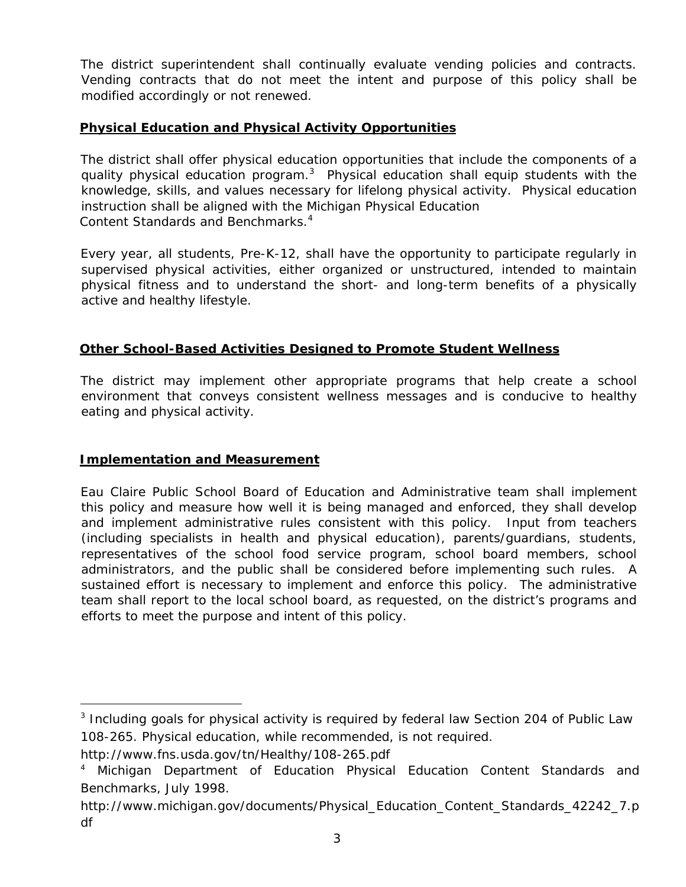The district superintendent shall continually evaluate vending policies and contracts. Vending contracts that do not meet the intent and purpose of this policy shall be modified accordingly or not renewed.

**<u>Physical Education and Physical Activity Opportunities</u>**

The district shall offer physical education opportunities that include the components of a quality physical education program.[3] Physical education shall equip students with the knowledge, skills, and values necessary for lifelong physical activity. Physical education instruction shall be aligned with the Michigan Physical Education Content Standards and Benchmarks.[4]

Every year, all students, Pre-K-12, shall have the opportunity to participate regularly in supervised physical activities, either organized or unstructured, intended to maintain physical fitness and to understand the short- and long-term benefits of a physically active and healthy lifestyle.

**<u>Other School-Based Activities Designed to Promote Student Wellness</u>**

The district may implement other appropriate programs that help create a school environment that conveys consistent wellness messages and is conducive to healthy eating and physical activity.

**<u>Implementation and Measurement</u>**

Eau Claire Public School Board of Education and Administrative team shall implement this policy and measure how well it is being managed and enforced, they shall develop and implement administrative rules consistent with this policy. Input from teachers (including specialists in health and physical education), parents/guardians, students, representatives of the school food service program, school board members, school administrators, and the public shall be considered before implementing such rules. A sustained effort is necessary to implement and enforce this policy. The administrative team shall report to the local school board, as requested, on the district's programs and efforts to meet the purpose and intent of this policy.

---

[3] Including goals for physical activity is required by federal law Section 204 of Public Law 108-265. Physical education, while recommended, is not required. http://www.fns.usda.gov/tn/Healthy/108-265.pdf

[4] Michigan Department of Education Physical Education Content Standards and Benchmarks, July 1998. http://www.michigan.gov/documents/Physical_Education_Content_Standards_42242_7.pdf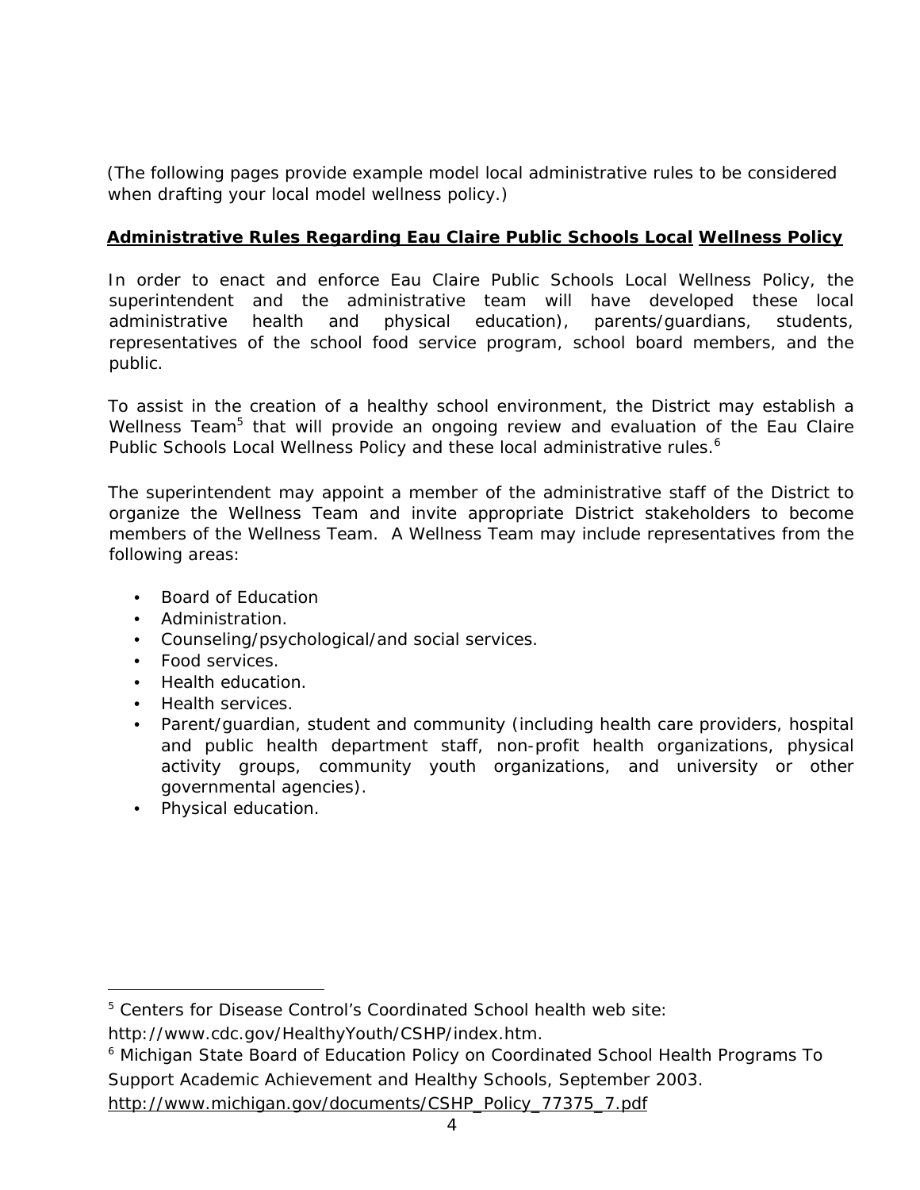(The following pages provide example model local administrative rules to be considered when drafting your local model wellness policy.)

**Administrative Rules Regarding Eau Claire Public Schools Local Wellness Policy**

In order to enact and enforce Eau Claire Public Schools Local Wellness Policy, the superintendent and the administrative team will have developed these local administrative health and physical education), parents/guardians, students, representatives of the school food service program, school board members, and the public.

To assist in the creation of a healthy school environment, the District may establish a Wellness Team[5] that will provide an ongoing review and evaluation of the Eau Claire Public Schools Local Wellness Policy and these local administrative rules.[6]

The superintendent may appoint a member of the administrative staff of the District to organize the Wellness Team and invite appropriate District stakeholders to become members of the Wellness Team. A Wellness Team may include representatives from the following areas:

- Board of Education
- Administration.
- Counseling/psychological/and social services.
- Food services.
- Health education.
- Health services.
- Parent/guardian, student and community (including health care providers, hospital and public health department staff, non-profit health organizations, physical activity groups, community youth organizations, and university or other governmental agencies).
- Physical education.

---

[5] Centers for Disease Control's Coordinated School health web site: http://www.cdc.gov/HealthyYouth/CSHP/index.htm.

[6] Michigan State Board of Education Policy on Coordinated School Health Programs To Support Academic Achievement and Healthy Schools, September 2003. http://www.michigan.gov/documents/CSHP_Policy_77375_7.pdf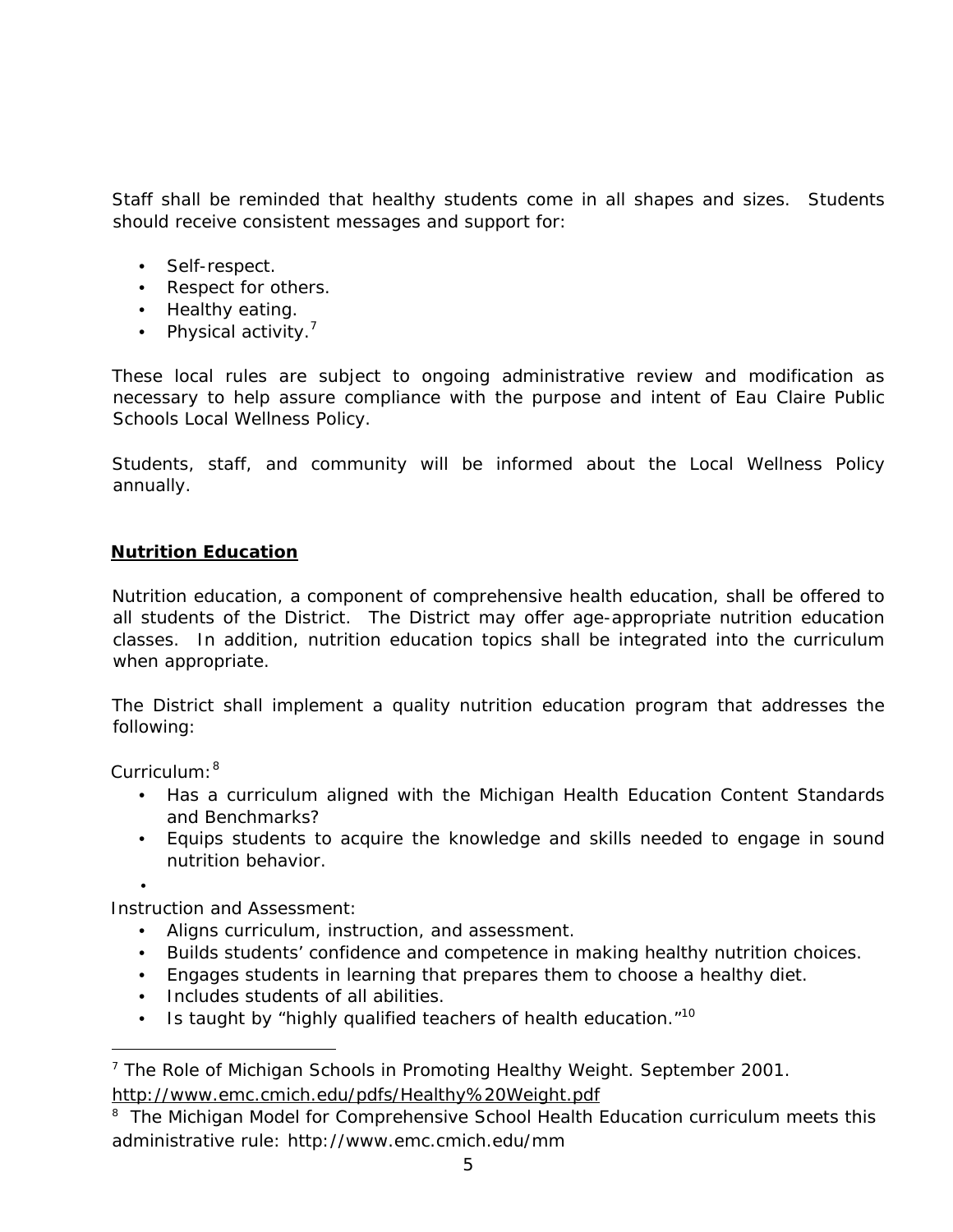Staff shall be reminded that healthy students come in all shapes and sizes. Students should receive consistent messages and support for:

- Self-respect.
- Respect for others.
- Healthy eating.
- Physical activity.[7]

These local rules are subject to ongoing administrative review and modification as necessary to help assure compliance with the purpose and intent of Eau Claire Public Schools Local Wellness Policy.

Students, staff, and community will be informed about the Local Wellness Policy annually.

## Nutrition Education

Nutrition education, a component of comprehensive health education, shall be offered to all students of the District. The District may offer age-appropriate nutrition education classes. In addition, nutrition education topics shall be integrated into the curriculum when appropriate.

The District shall implement a quality nutrition education program that addresses the following:

Curriculum:[8]

- Has a curriculum aligned with the Michigan Health Education Content Standards and Benchmarks?
- Equips students to acquire the knowledge and skills needed to engage in sound nutrition behavior.
- 

Instruction and Assessment:

- Aligns curriculum, instruction, and assessment.
- Builds students' confidence and competence in making healthy nutrition choices.
- Engages students in learning that prepares them to choose a healthy diet.
- Includes students of all abilities.
- Is taught by "highly qualified teachers of health education."[10]

---

[7] The Role of Michigan Schools in Promoting Healthy Weight. September 2001. http://www.emc.cmich.edu/pdfs/Healthy%20Weight.pdf

[8] The Michigan Model for Comprehensive School Health Education curriculum meets this administrative rule: http://www.emc.cmich.edu/mm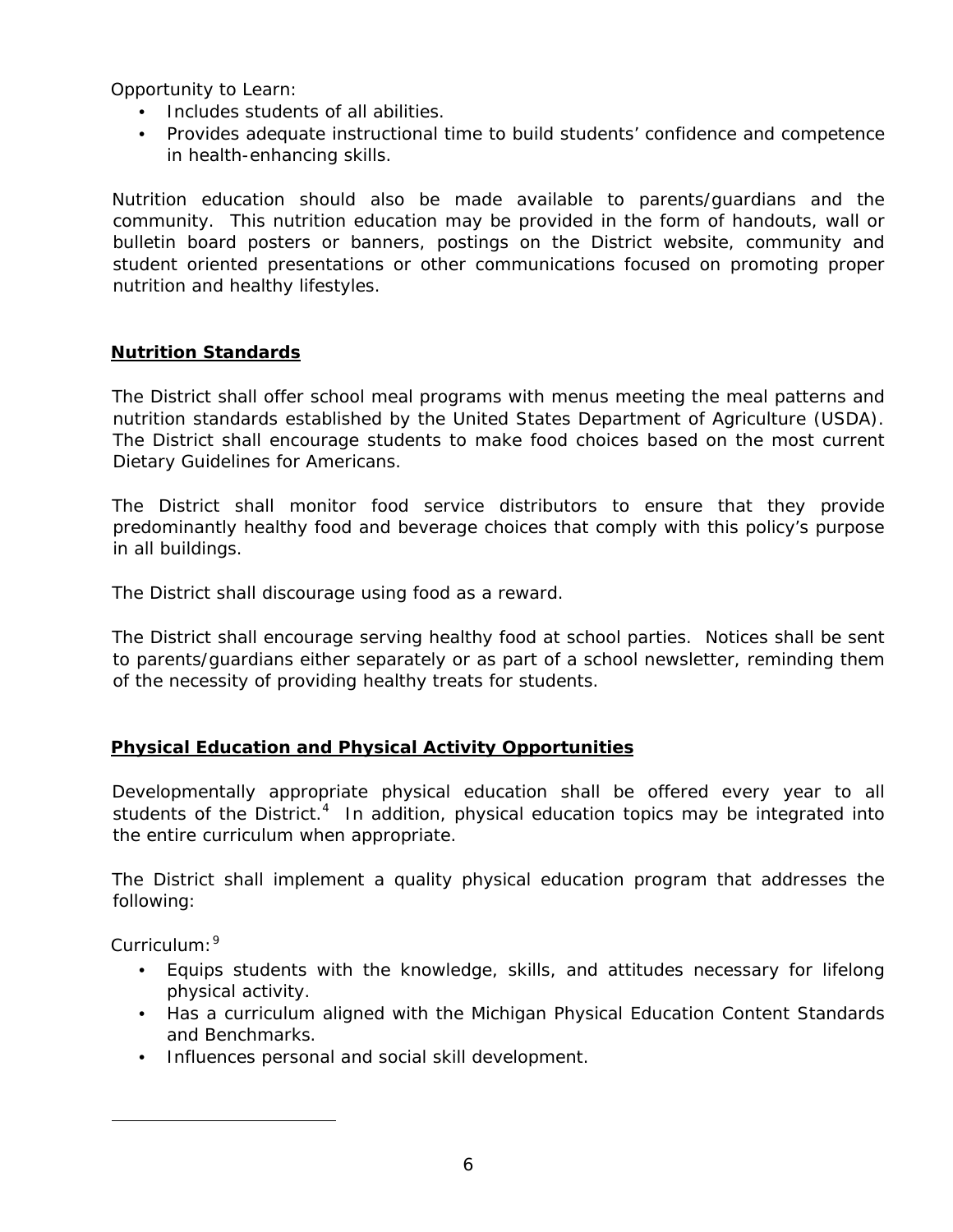Opportunity to Learn:

- Includes students of all abilities.
- Provides adequate instructional time to build students' confidence and competence in health-enhancing skills.

Nutrition education should also be made available to parents/guardians and the community. This nutrition education may be provided in the form of handouts, wall or bulletin board posters or banners, postings on the District website, community and student oriented presentations or other communications focused on promoting proper nutrition and healthy lifestyles.

## Nutrition Standards

The District shall offer school meal programs with menus meeting the meal patterns and nutrition standards established by the United States Department of Agriculture (USDA). The District shall encourage students to make food choices based on the most current Dietary Guidelines for Americans.

The District shall monitor food service distributors to ensure that they provide predominantly healthy food and beverage choices that comply with this policy's purpose in all buildings.

The District shall discourage using food as a reward.

The District shall encourage serving healthy food at school parties. Notices shall be sent to parents/guardians either separately or as part of a school newsletter, reminding them of the necessity of providing healthy treats for students.

## Physical Education and Physical Activity Opportunities

Developmentally appropriate physical education shall be offered every year to all students of the District.[4] In addition, physical education topics may be integrated into the entire curriculum when appropriate.

The District shall implement a quality physical education program that addresses the following:

Curriculum:[9]

- Equips students with the knowledge, skills, and attitudes necessary for lifelong physical activity.
- Has a curriculum aligned with the Michigan Physical Education Content Standards and Benchmarks.
- Influences personal and social skill development.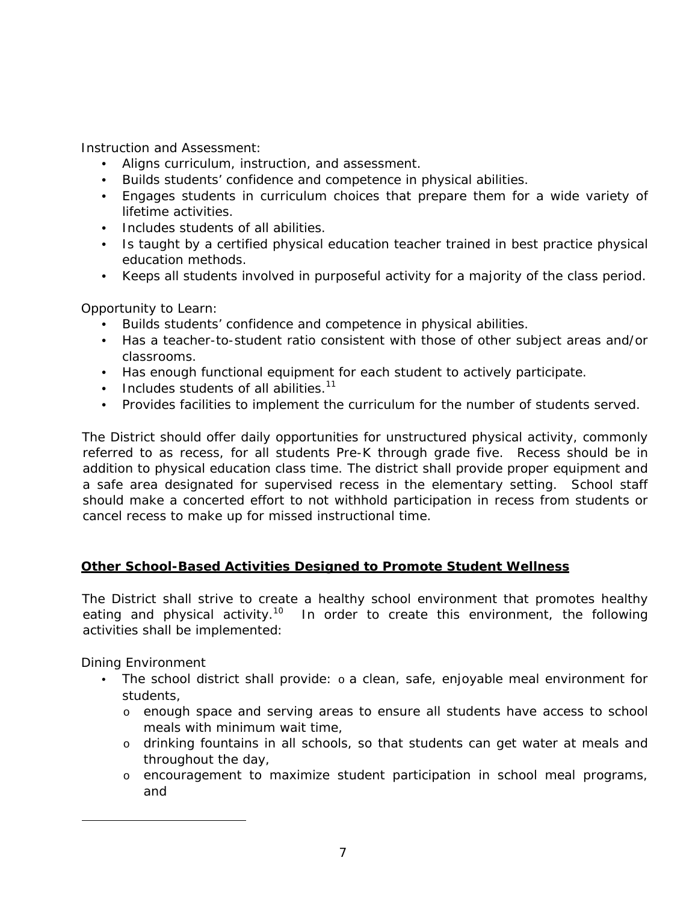Instruction and Assessment:

- Aligns curriculum, instruction, and assessment.
- Builds students' confidence and competence in physical abilities.
- Engages students in curriculum choices that prepare them for a wide variety of lifetime activities.
- Includes students of all abilities.
- Is taught by a certified physical education teacher trained in best practice physical education methods.
- Keeps all students involved in purposeful activity for a majority of the class period.

Opportunity to Learn:

- Builds students' confidence and competence in physical abilities.
- Has a teacher-to-student ratio consistent with those of other subject areas and/or classrooms.
- Has enough functional equipment for each student to actively participate.
- Includes students of all abilities.[11]
- Provides facilities to implement the curriculum for the number of students served.

The District should offer daily opportunities for unstructured physical activity, commonly referred to as recess, for all students Pre-K through grade five. Recess should be in addition to physical education class time. The district shall provide proper equipment and a safe area designated for supervised recess in the elementary setting. School staff should make a concerted effort to not withhold participation in recess from students or cancel recess to make up for missed instructional time.

**Other School-Based Activities Designed to Promote Student Wellness**

The District shall strive to create a healthy school environment that promotes healthy eating and physical activity.[10] In order to create this environment, the following activities shall be implemented:

Dining Environment

- The school district shall provide:
  - a clean, safe, enjoyable meal environment for students,
  - enough space and serving areas to ensure all students have access to school meals with minimum wait time,
  - drinking fountains in all schools, so that students can get water at meals and throughout the day,
  - encouragement to maximize student participation in school meal programs, and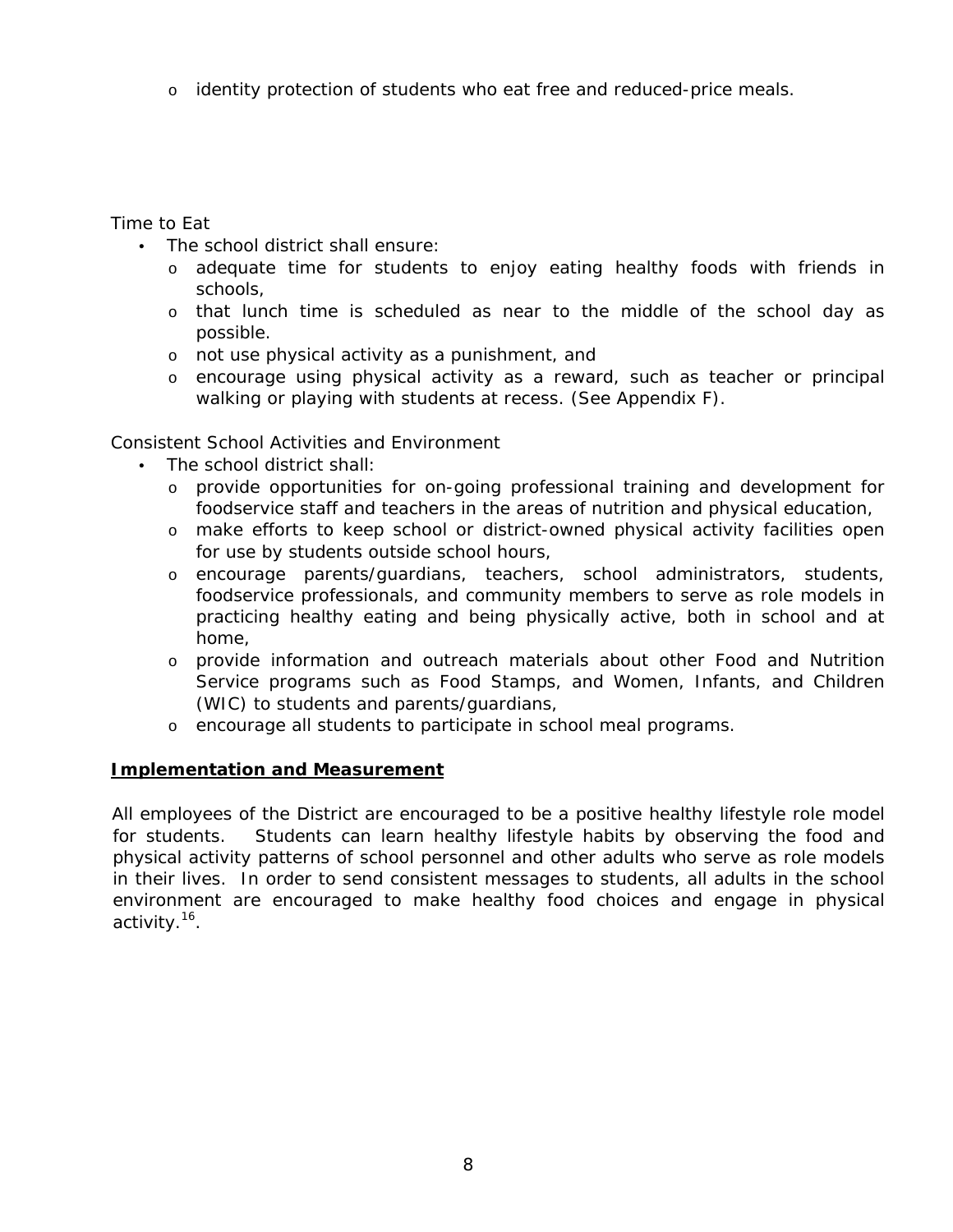- identity protection of students who eat free and reduced-price meals.

Time to Eat

- The school district shall ensure:
  - adequate time for students to enjoy eating healthy foods with friends in schools,
  - that lunch time is scheduled as near to the middle of the school day as possible.
  - not use physical activity as a punishment, and
  - encourage using physical activity as a reward, such as teacher or principal walking or playing with students at recess. (See Appendix F).

Consistent School Activities and Environment

- The school district shall:
  - provide opportunities for on-going professional training and development for foodservice staff and teachers in the areas of nutrition and physical education,
  - make efforts to keep school or district-owned physical activity facilities open for use by students outside school hours,
  - encourage parents/guardians, teachers, school administrators, students, foodservice professionals, and community members to serve as role models in practicing healthy eating and being physically active, both in school and at home,
  - provide information and outreach materials about other Food and Nutrition Service programs such as Food Stamps, and Women, Infants, and Children (WIC) to students and parents/guardians,
  - encourage all students to participate in school meal programs.

## **Implementation and Measurement**

All employees of the District are encouraged to be a positive healthy lifestyle role model for students. Students can learn healthy lifestyle habits by observing the food and physical activity patterns of school personnel and other adults who serve as role models in their lives. In order to send consistent messages to students, all adults in the school environment are encouraged to make healthy food choices and engage in physical activity.[16].